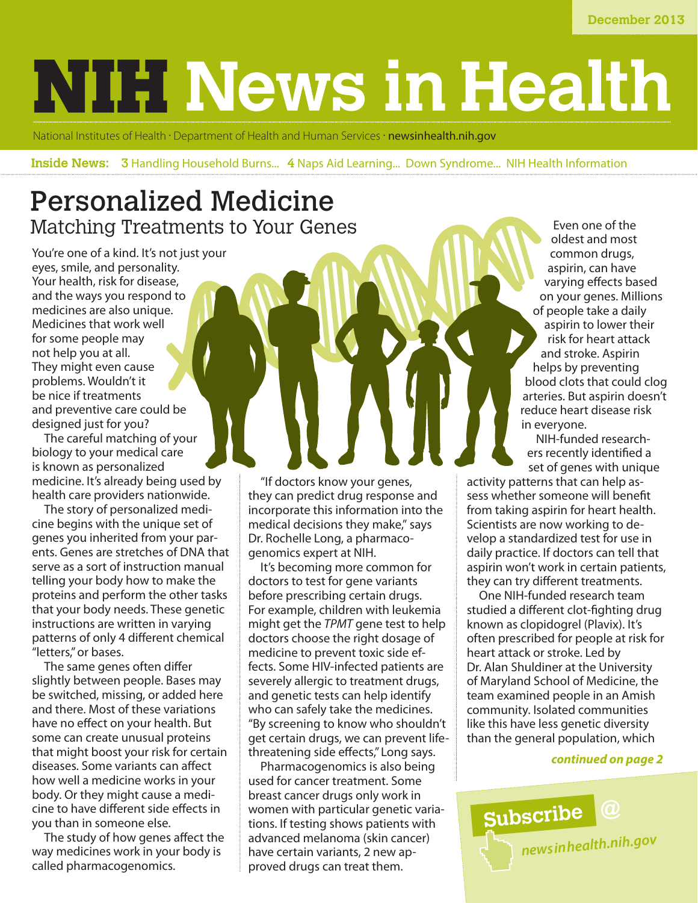December 2013

# NIH News in Health

National Institutes of Health · Department of Health and Human Services · newsinhealth.nih.gov

**Inside News:** 3 Handling Household Burns... 4 Naps Aid Learning... Down Syndrome... NIH Health Information

## Personalized Medicine

### Matching Treatments to Your Genes

You're one of a kind. It's not just your eyes, smile, and personality. Your health, risk for disease, and the ways you respond to medicines are also unique. Medicines that work well for some people may not help you at all. They might even cause problems. Wouldn't it be nice if treatments and preventive care could be designed just for you?

The careful matching of your biology to your medical care is known as personalized medicine. It's already being used by health care providers nationwide.

The story of personalized medicine begins with the unique set of genes you inherited from your parents. Genes are stretches of DNA that serve as a sort of instruction manual telling your body how to make the proteins and perform the other tasks that your body needs. These genetic instructions are written in varying patterns of only 4 different chemical "letters," or bases.

The same genes often differ slightly between people. Bases may be switched, missing, or added here and there. Most of these variations have no effect on your health. But some can create unusual proteins that might boost your risk for certain diseases. Some variants can affect how well a medicine works in your body. Or they might cause a medicine to have different side effects in you than in someone else.

The study of how genes affect the way medicines work in your body is called pharmacogenomics.

"If doctors know your genes, they can predict drug response and incorporate this information into the medical decisions they make," says Dr. Rochelle Long, a pharmacogenomics expert at NIH.

It's becoming more common for doctors to test for gene variants before prescribing certain drugs. For example, children with leukemia might get the *TPMT* gene test to help doctors choose the right dosage of medicine to prevent toxic side effects. Some HIV-infected patients are severely allergic to treatment drugs, and genetic tests can help identify who can safely take the medicines. "By screening to know who shouldn't get certain drugs, we can prevent life-threatening side effects," Long says.

Pharmacogenomics is also being used for cancer treatment. Some breast cancer drugs only work in women with particular genetic variations. If testing shows patients with advanced melanoma (skin cancer) have certain variants, 2 new approved drugs can treat them.

Even one of the oldest and most common drugs, aspirin, can have varying effects based on your genes. Millions of people take a daily aspirin to lower their risk for heart attack and stroke. Aspirin helps by preventing blood clots that could clog arteries. But aspirin doesn't reduce heart disease risk in everyone.

NIH-funded researchers recently identified a set of genes with unique activity patterns that can help assess whether someone will benefit from taking aspirin for heart health. Scientists are now working to develop a standardized test for use in daily practice. If doctors can tell that aspirin won't work in certain patients, they can try different treatments.

One NIH-funded research team studied a different clot-fighting drug known as clopidogrel (Plavix). It's often prescribed for people at risk for heart attack or stroke. Led by Dr. Alan Shuldiner at the University of Maryland School of Medicine, the team examined people in an Amish community. Isolated communities like this have less genetic diversity than the general population, which

***continued on page 2***

**Subscribe @ *newsinhealth.nih.gov***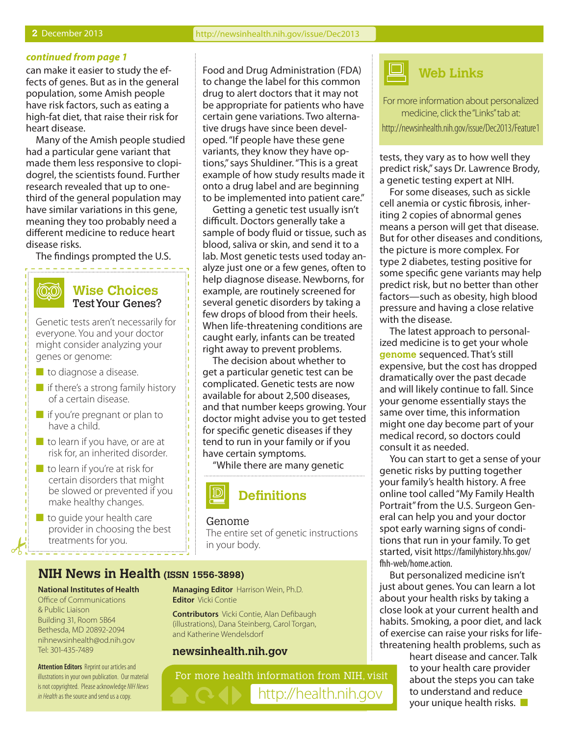*continued from page 1*

can make it easier to study the effects of genes. But as in the general population, some Amish people have risk factors, such as eating a high-fat diet, that raise their risk for heart disease.

Many of the Amish people studied had a particular gene variant that made them less responsive to clopidogrel, the scientists found. Further research revealed that up to one-third of the general population may have similar variations in this gene, meaning they too probably need a different medicine to reduce heart disease risks.

The findings prompted the U.S. Food and Drug Administration (FDA) to change the label for this common drug to alert doctors that it may not be appropriate for patients who have certain gene variations. Two alternative drugs have since been developed. "If people have these gene variants, they know they have options," says Shuldiner. "This is a great example of how study results made it onto a drug label and are beginning to be implemented into patient care."

Getting a genetic test usually isn't difficult. Doctors generally take a sample of body fluid or tissue, such as blood, saliva or skin, and send it to a lab. Most genetic tests used today analyze just one or a few genes, often to help diagnose disease. Newborns, for example, are routinely screened for several genetic disorders by taking a few drops of blood from their heels. When life-threatening conditions are caught early, infants can be treated right away to prevent problems.

The decision about whether to get a particular genetic test can be complicated. Genetic tests are now available for about 2,500 diseases, and that number keeps growing. Your doctor might advise you to get tested for specific genetic diseases if they tend to run in your family or if you have certain symptoms.

"While there are many genetic tests, they vary as to how well they predict risk," says Dr. Lawrence Brody, a genetic testing expert at NIH.

For some diseases, such as sickle cell anemia or cystic fibrosis, inheriting 2 copies of abnormal genes means a person will get that disease. But for other diseases and conditions, the picture is more complex. For type 2 diabetes, testing positive for some specific gene variants may help predict risk, but no better than other factors—such as obesity, high blood pressure and having a close relative with the disease.

The latest approach to personalized medicine is to get your whole **genome** sequenced. That's still expensive, but the cost has dropped dramatically over the past decade and will likely continue to fall. Since your genome essentially stays the same over time, this information might one day become part of your medical record, so doctors could consult it as needed.

You can start to get a sense of your genetic risks by putting together your family's health history. A free online tool called "My Family Health Portrait" from the U.S. Surgeon General can help you and your doctor spot early warning signs of conditions that run in your family. To get started, visit https://familyhistory.hhs.gov/fhh-web/home.action.

But personalized medicine isn't just about genes. You can learn a lot about your health risks by taking a close look at your current health and habits. Smoking, a poor diet, and lack of exercise can raise your risks for life-threatening health problems, such as heart disease and cancer. Talk to your health care provider about the steps you can take to understand and reduce your unique health risks. ■

## Wise Choices
### Test Your Genes?

Genetic tests aren't necessarily for everyone. You and your doctor might consider analyzing your genes or genome:

- to diagnose a disease.
- if there's a strong family history of a certain disease.
- if you're pregnant or plan to have a child.
- to learn if you have, or are at risk for, an inherited disorder.
- to learn if you're at risk for certain disorders that might be slowed or prevented if you make healthy changes.
- to guide your health care provider in choosing the best treatments for you.

## Definitions

**Genome**
The entire set of genetic instructions in your body.

## Web Links

For more information about personalized medicine, click the "Links" tab at:
http://newsinhealth.nih.gov/issue/Dec2013/Feature1

## NIH News in Health (ISSN 1556-3898)

**National Institutes of Health**
Office of Communications & Public Liaison
Building 31, Room 5B64
Bethesda, MD 20892-2094
nihnewsinhealth@od.nih.gov
Tel: 301-435-7489

**Managing Editor** Harrison Wein, Ph.D.
**Editor** Vicki Contie

**Contributors** Vicki Contie, Alan Defibaugh (illustrations), Dana Steinberg, Carol Torgan, and Katherine Wendelsdorf

**newsinhealth.nih.gov**

**Attention Editors** Reprint our articles and illustrations in your own publication. Our material is not copyrighted. Please acknowledge *NIH News in Health* as the source and send us a copy.

For more health information from NIH, visit http://health.nih.gov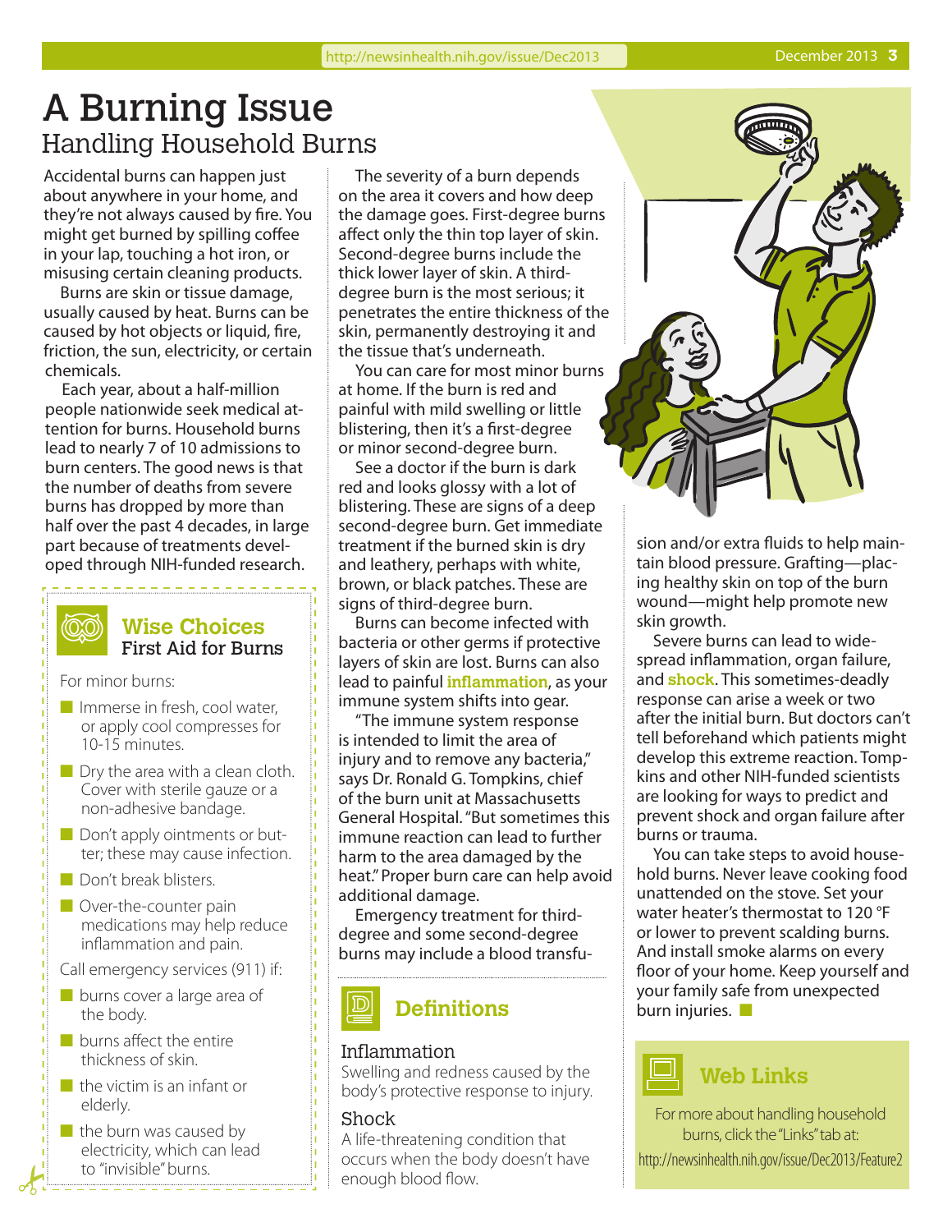# A Burning Issue

## Handling Household Burns

Accidental burns can happen just about anywhere in your home, and they're not always caused by fire. You might get burned by spilling coffee in your lap, touching a hot iron, or misusing certain cleaning products.

Burns are skin or tissue damage, usually caused by heat. Burns can be caused by hot objects or liquid, fire, friction, the sun, electricity, or certain chemicals.

Each year, about a half-million people nationwide seek medical attention for burns. Household burns lead to nearly 7 of 10 admissions to burn centers. The good news is that the number of deaths from severe burns has dropped by more than half over the past 4 decades, in large part because of treatments developed through NIH-funded research.

The severity of a burn depends on the area it covers and how deep the damage goes. First-degree burns affect only the thin top layer of skin. Second-degree burns include the thick lower layer of skin. A third-degree burn is the most serious; it penetrates the entire thickness of the skin, permanently destroying it and the tissue that's underneath.

You can care for most minor burns at home. If the burn is red and painful with mild swelling or little blistering, then it's a first-degree or minor second-degree burn.

See a doctor if the burn is dark red and looks glossy with a lot of blistering. These are signs of a deep second-degree burn. Get immediate treatment if the burned skin is dry and leathery, perhaps with white, brown, or black patches. These are signs of third-degree burn.

Burns can become infected with bacteria or other germs if protective layers of skin are lost. Burns can also lead to painful **inflammation**, as your immune system shifts into gear.

"The immune system response is intended to limit the area of injury and to remove any bacteria," says Dr. Ronald G. Tompkins, chief of the burn unit at Massachusetts General Hospital. "But sometimes this immune reaction can lead to further harm to the area damaged by the heat." Proper burn care can help avoid additional damage.

Emergency treatment for third-degree and some second-degree burns may include a blood transfusion and/or extra fluids to help maintain blood pressure. Grafting—placing healthy skin on top of the burn wound—might help promote new skin growth.

Severe burns can lead to widespread inflammation, organ failure, and **shock**. This sometimes-deadly response can arise a week or two after the initial burn. But doctors can't tell beforehand which patients might develop this extreme reaction. Tompkins and other NIH-funded scientists are looking for ways to predict and prevent shock and organ failure after burns or trauma.

You can take steps to avoid household burns. Never leave cooking food unattended on the stove. Set your water heater's thermostat to 120 °F or lower to prevent scalding burns. And install smoke alarms on every floor of your home. Keep yourself and your family safe from unexpected burn injuries.

### Wise Choices
**First Aid for Burns**

For minor burns:

- Immerse in fresh, cool water, or apply cool compresses for 10-15 minutes.
- Dry the area with a clean cloth. Cover with sterile gauze or a non-adhesive bandage.
- Don't apply ointments or butter; these may cause infection.
- Don't break blisters.
- Over-the-counter pain medications may help reduce inflammation and pain.

Call emergency services (911) if:

- burns cover a large area of the body.
- burns affect the entire thickness of skin.
- the victim is an infant or elderly.
- the burn was caused by electricity, which can lead to "invisible" burns.

### Definitions

**Inflammation**
Swelling and redness caused by the body's protective response to injury.

**Shock**
A life-threatening condition that occurs when the body doesn't have enough blood flow.

### Web Links

For more about handling household burns, click the "Links" tab at:
http://newsinhealth.nih.gov/issue/Dec2013/Feature2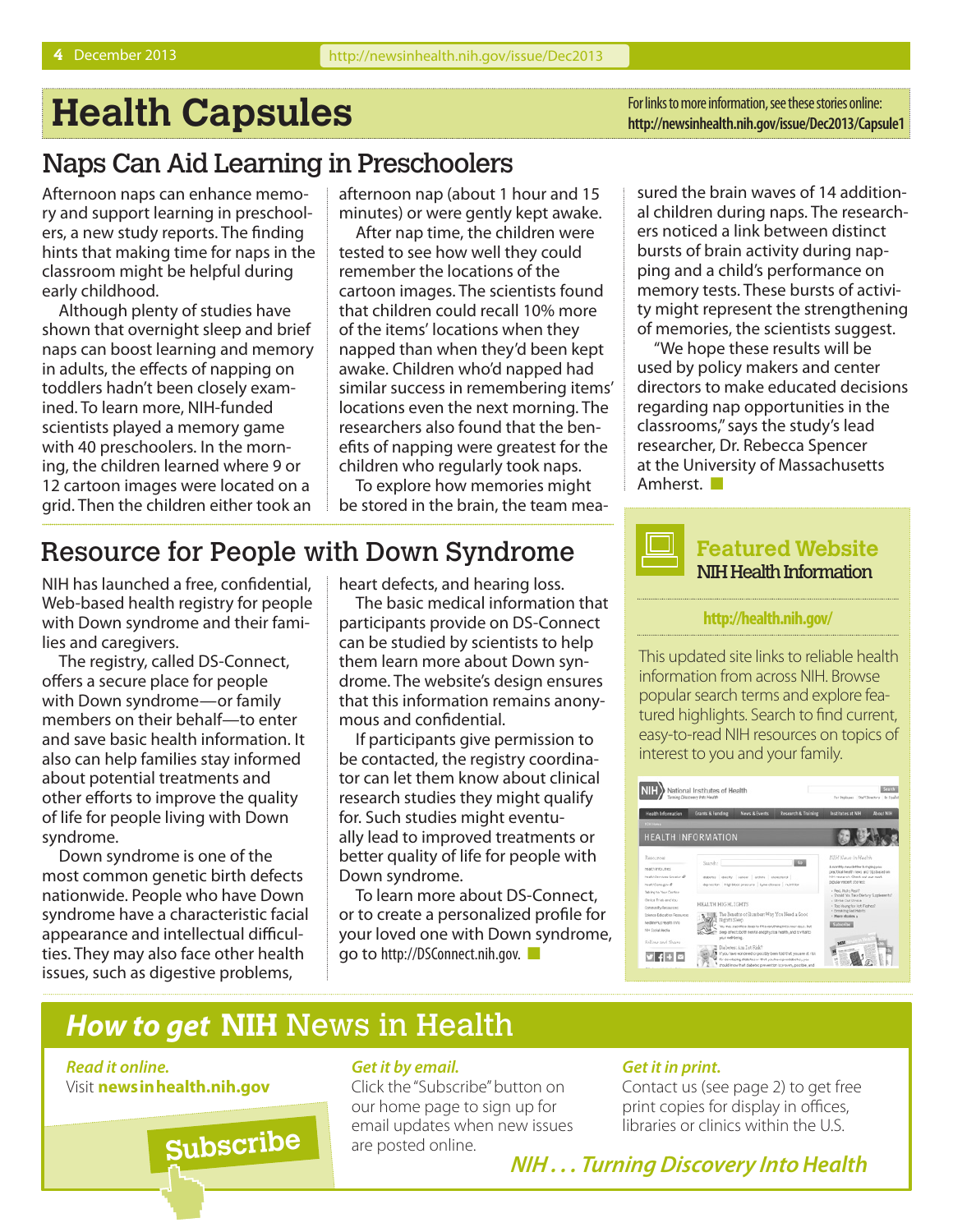# Health Capsules

For links to more information, see these stories online: http://newsinhealth.nih.gov/issue/Dec2013/Capsule1

## Naps Can Aid Learning in Preschoolers

Afternoon naps can enhance memory and support learning in preschoolers, a new study reports. The finding hints that making time for naps in the classroom might be helpful during early childhood.

Although plenty of studies have shown that overnight sleep and brief naps can boost learning and memory in adults, the effects of napping on toddlers hadn't been closely examined. To learn more, NIH-funded scientists played a memory game with 40 preschoolers. In the morning, the children learned where 9 or 12 cartoon images were located on a grid. Then the children either took an afternoon nap (about 1 hour and 15 minutes) or were gently kept awake.

After nap time, the children were tested to see how well they could remember the locations of the cartoon images. The scientists found that children could recall 10% more of the items' locations when they napped than when they'd been kept awake. Children who'd napped had similar success in remembering items' locations even the next morning. The researchers also found that the benefits of napping were greatest for the children who regularly took naps.

To explore how memories might be stored in the brain, the team measured the brain waves of 14 additional children during naps. The researchers noticed a link between distinct bursts of brain activity during napping and a child's performance on memory tests. These bursts of activity might represent the strengthening of memories, the scientists suggest.

"We hope these results will be used by policy makers and center directors to make educated decisions regarding nap opportunities in the classrooms," says the study's lead researcher, Dr. Rebecca Spencer at the University of Massachusetts Amherst.

## Resource for People with Down Syndrome

NIH has launched a free, confidential, Web-based health registry for people with Down syndrome and their families and caregivers.

The registry, called DS-Connect, offers a secure place for people with Down syndrome—or family members on their behalf—to enter and save basic health information. It also can help families stay informed about potential treatments and other efforts to improve the quality of life for people living with Down syndrome.

Down syndrome is one of the most common genetic birth defects nationwide. People who have Down syndrome have a characteristic facial appearance and intellectual difficulties. They may also face other health issues, such as digestive problems, heart defects, and hearing loss.

The basic medical information that participants provide on DS-Connect can be studied by scientists to help them learn more about Down syndrome. The website's design ensures that this information remains anonymous and confidential.

If participants give permission to be contacted, the registry coordinator can let them know about clinical research studies they might qualify for. Such studies might eventually lead to improved treatments or better quality of life for people with Down syndrome.

To learn more about DS-Connect, or to create a personalized profile for your loved one with Down syndrome, go to http://DSConnect.nih.gov.

## Featured Website

### NIH Health Information

http://health.nih.gov/

This updated site links to reliable health information from across NIH. Browse popular search terms and explore featured highlights. Search to find current, easy-to-read NIH resources on topics of interest to you and your family.

## *How to get* NIH News in Health

***Read it online.***
Visit **newsinhealth.nih.gov**

Subscribe

***Get it by email.***
Click the "Subscribe" button on our home page to sign up for email updates when new issues are posted online.

***Get it in print.***
Contact us (see page 2) to get free print copies for display in offices, libraries or clinics within the U.S.

***NIH . . . Turning Discovery Into Health***